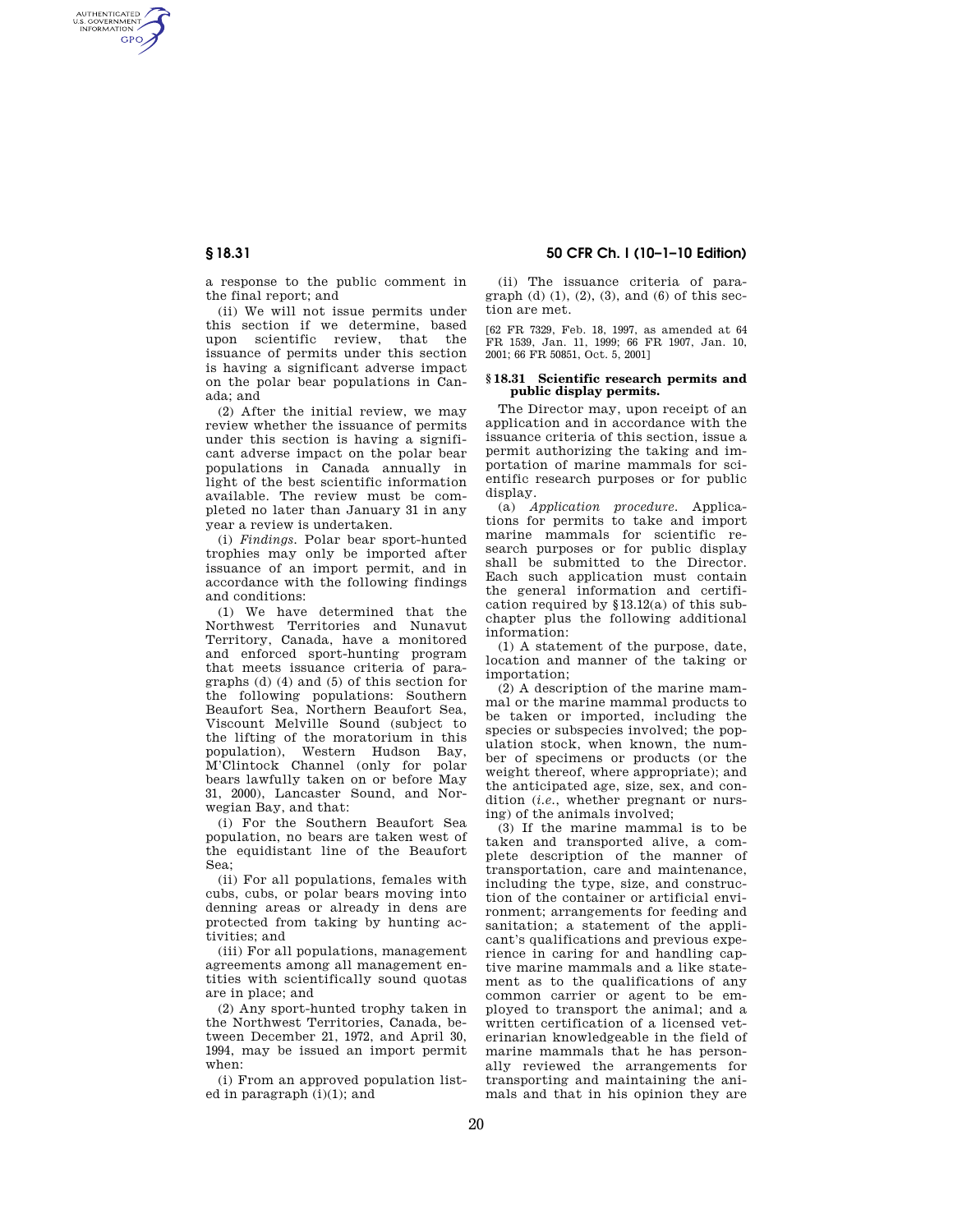a response to the public comment in the final report; and

(ii) We will not issue permits under this section if we determine, based upon scientific review, that the issuance of permits under this section is having a significant adverse impact on the polar bear populations in Canada; and

(2) After the initial review, we may review whether the issuance of permits under this section is having a significant adverse impact on the polar bear populations in Canada annually in light of the best scientific information available. The review must be completed no later than January 31 in any year a review is undertaken.

(i) *Findings.* Polar bear sport-hunted trophies may only be imported after issuance of an import permit, and in accordance with the following findings and conditions:

(1) We have determined that the Northwest Territories and Nunavut Territory, Canada, have a monitored and enforced sport-hunting program that meets issuance criteria of paragraphs (d) (4) and (5) of this section for the following populations: Southern Beaufort Sea, Northern Beaufort Sea, Viscount Melville Sound (subject to the lifting of the moratorium in this population), Western Hudson Bay, M'Clintock Channel (only for polar bears lawfully taken on or before May 31, 2000), Lancaster Sound, and Norwegian Bay, and that:

(i) For the Southern Beaufort Sea population, no bears are taken west of the equidistant line of the Beaufort Sea;

(ii) For all populations, females with cubs, cubs, or polar bears moving into denning areas or already in dens are protected from taking by hunting activities; and

(iii) For all populations, management agreements among all management entities with scientifically sound quotas are in place; and

(2) Any sport-hunted trophy taken in the Northwest Territories, Canada, between December 21, 1972, and April 30, 1994, may be issued an import permit when:

(i) From an approved population listed in paragraph (i)(1); and

(ii) The issuance criteria of paragraph (d) (1), (2), (3), and (6) of this section are met.

[62 FR 7329, Feb. 18, 1997, as amended at 64 FR 1539, Jan. 11, 1999; 66 FR 1907, Jan. 10, 2001; 66 FR 50851, Oct. 5, 2001]

## § 18.31 Scientific research permits and public display permits.

The Director may, upon receipt of an application and in accordance with the issuance criteria of this section, issue a permit authorizing the taking and importation of marine mammals for scientific research purposes or for public display.

(a) *Application procedure.* Applications for permits to take and import marine mammals for scientific research purposes or for public display shall be submitted to the Director. Each such application must contain the general information and certification required by §13.12(a) of this subchapter plus the following additional information:

(1) A statement of the purpose, date, location and manner of the taking or importation;

(2) A description of the marine mammal or the marine mammal products to be taken or imported, including the species or subspecies involved; the population stock, when known, the number of specimens or products (or the weight thereof, where appropriate); and the anticipated age, size, sex, and condition (*i.e.*, whether pregnant or nursing) of the animals involved;

(3) If the marine mammal is to be taken and transported alive, a complete description of the manner of transportation, care and maintenance, including the type, size, and construction of the container or artificial environment; arrangements for feeding and sanitation; a statement of the applicant's qualifications and previous experience in caring for and handling captive marine mammals and a like statement as to the qualifications of any common carrier or agent to be employed to transport the animal; and a written certification of a licensed veterinarian knowledgeable in the field of marine mammals that he has personally reviewed the arrangements for transporting and maintaining the animals and that in his opinion they are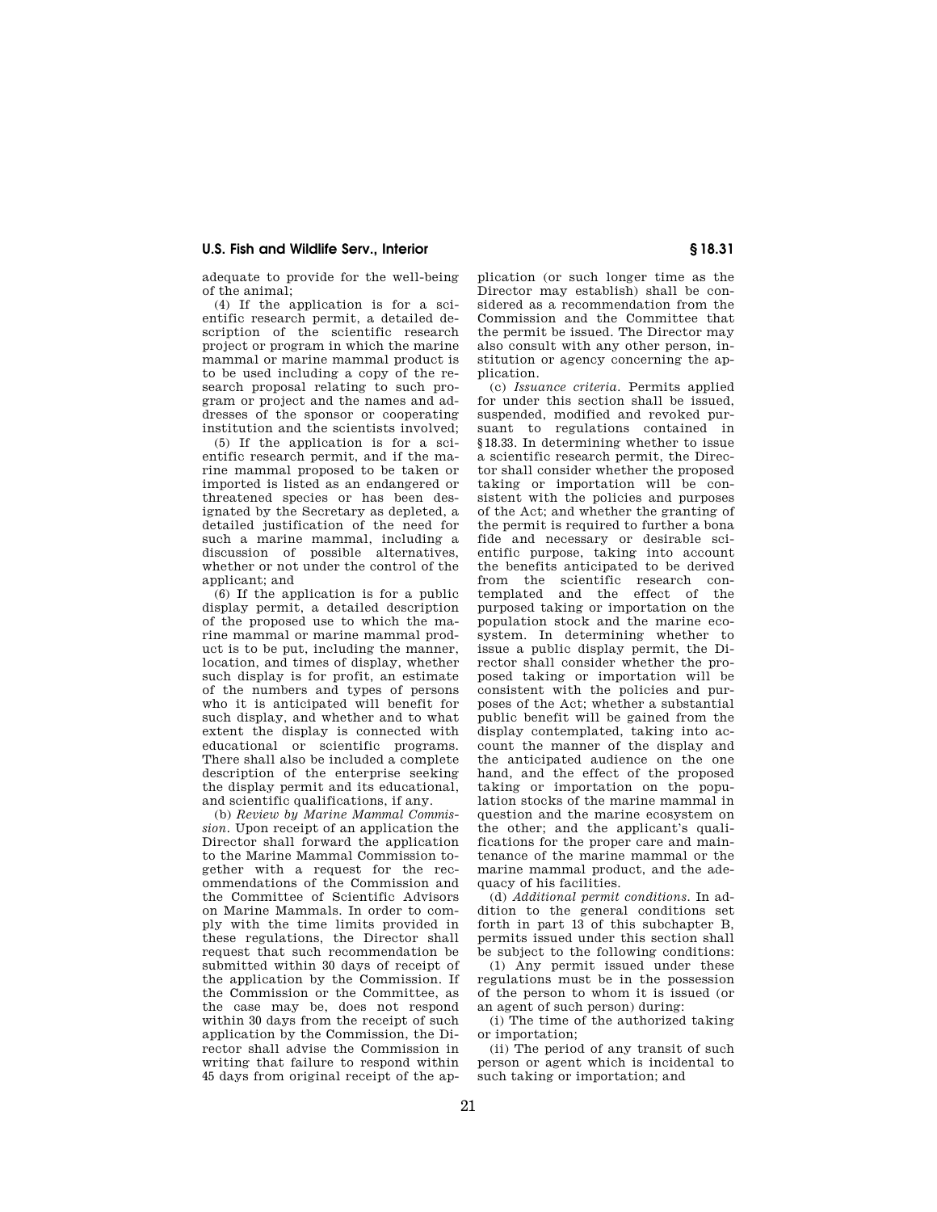adequate to provide for the well-being of the animal;

(4) If the application is for a scientific research permit, a detailed description of the scientific research project or program in which the marine mammal or marine mammal product is to be used including a copy of the research proposal relating to such program or project and the names and addresses of the sponsor or cooperating institution and the scientists involved;

(5) If the application is for a scientific research permit, and if the marine mammal proposed to be taken or imported is listed as an endangered or threatened species or has been designated by the Secretary as depleted, a detailed justification of the need for such a marine mammal, including a discussion of possible alternatives, whether or not under the control of the applicant; and

(6) If the application is for a public display permit, a detailed description of the proposed use to which the marine mammal or marine mammal product is to be put, including the manner, location, and times of display, whether such display is for profit, an estimate of the numbers and types of persons who it is anticipated will benefit for such display, and whether and to what extent the display is connected with educational or scientific programs. There shall also be included a complete description of the enterprise seeking the display permit and its educational, and scientific qualifications, if any.

(b) *Review by Marine Mammal Commission*. Upon receipt of an application the Director shall forward the application to the Marine Mammal Commission together with a request for the recommendations of the Commission and the Committee of Scientific Advisors on Marine Mammals. In order to comply with the time limits provided in these regulations, the Director shall request that such recommendation be submitted within 30 days of receipt of the application by the Commission. If the Commission or the Committee, as the case may be, does not respond within 30 days from the receipt of such application by the Commission, the Director shall advise the Commission in writing that failure to respond within 45 days from original receipt of the application (or such longer time as the Director may establish) shall be considered as a recommendation from the Commission and the Committee that the permit be issued. The Director may also consult with any other person, institution or agency concerning the application.

(c) *Issuance criteria*. Permits applied for under this section shall be issued, suspended, modified and revoked pursuant to regulations contained in §18.33. In determining whether to issue a scientific research permit, the Director shall consider whether the proposed taking or importation will be consistent with the policies and purposes of the Act; and whether the granting of the permit is required to further a bona fide and necessary or desirable scientific purpose, taking into account the benefits anticipated to be derived from the scientific research contemplated and the effect of the purposed taking or importation on the population stock and the marine ecosystem. In determining whether to issue a public display permit, the Director shall consider whether the proposed taking or importation will be consistent with the policies and purposes of the Act; whether a substantial public benefit will be gained from the display contemplated, taking into account the manner of the display and the anticipated audience on the one hand, and the effect of the proposed taking or importation on the population stocks of the marine mammal in question and the marine ecosystem on the other; and the applicant's qualifications for the proper care and maintenance of the marine mammal or the marine mammal product, and the adequacy of his facilities.

(d) *Additional permit conditions*. In addition to the general conditions set forth in part 13 of this subchapter B, permits issued under this section shall be subject to the following conditions:

(1) Any permit issued under these regulations must be in the possession of the person to whom it is issued (or an agent of such person) during:

(i) The time of the authorized taking or importation;

(ii) The period of any transit of such person or agent which is incidental to such taking or importation; and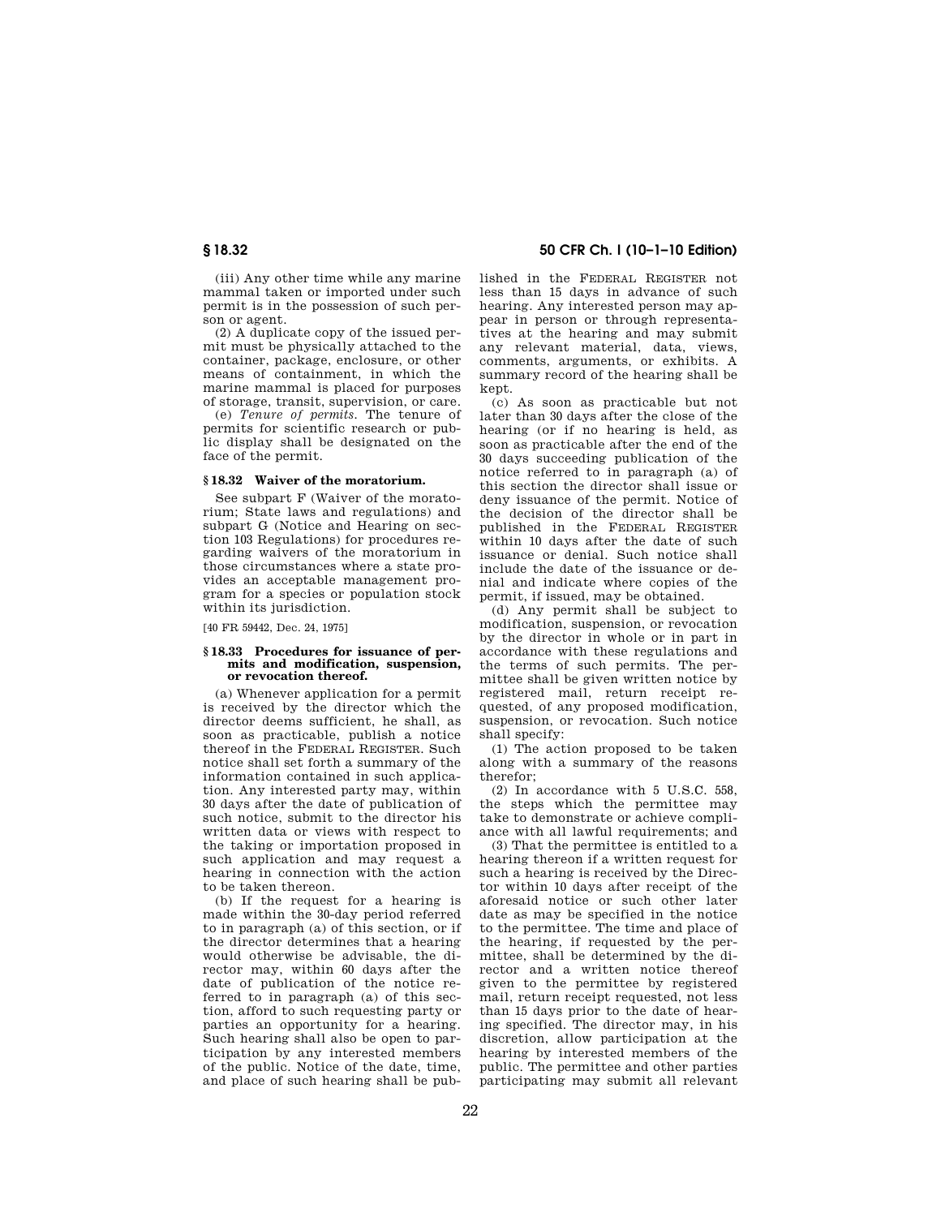(iii) Any other time while any marine mammal taken or imported under such permit is in the possession of such person or agent.

(2) A duplicate copy of the issued permit must be physically attached to the container, package, enclosure, or other means of containment, in which the marine mammal is placed for purposes of storage, transit, supervision, or care.

(e) *Tenure of permits.* The tenure of permits for scientific research or public display shall be designated on the face of the permit.

### § 18.32 Waiver of the moratorium.

See subpart F (Waiver of the moratorium; State laws and regulations) and subpart G (Notice and Hearing on section 103 Regulations) for procedures regarding waivers of the moratorium in those circumstances where a state provides an acceptable management program for a species or population stock within its jurisdiction.

[40 FR 59442, Dec. 24, 1975]

### § 18.33 Procedures for issuance of permits and modification, suspension, or revocation thereof.

(a) Whenever application for a permit is received by the director which the director deems sufficient, he shall, as soon as practicable, publish a notice thereof in the FEDERAL REGISTER. Such notice shall set forth a summary of the information contained in such application. Any interested party may, within 30 days after the date of publication of such notice, submit to the director his written data or views with respect to the taking or importation proposed in such application and may request a hearing in connection with the action to be taken thereon.

(b) If the request for a hearing is made within the 30-day period referred to in paragraph (a) of this section, or if the director determines that a hearing would otherwise be advisable, the director may, within 60 days after the date of publication of the notice referred to in paragraph (a) of this section, afford to such requesting party or parties an opportunity for a hearing. Such hearing shall also be open to participation by any interested members of the public. Notice of the date, time, and place of such hearing shall be published in the FEDERAL REGISTER not less than 15 days in advance of such hearing. Any interested person may appear in person or through representatives at the hearing and may submit any relevant material, data, views, comments, arguments, or exhibits. A summary record of the hearing shall be kept.

(c) As soon as practicable but not later than 30 days after the close of the hearing (or if no hearing is held, as soon as practicable after the end of the 30 days succeeding publication of the notice referred to in paragraph (a) of this section the director shall issue or deny issuance of the permit. Notice of the decision of the director shall be published in the FEDERAL REGISTER within 10 days after the date of such issuance or denial. Such notice shall include the date of the issuance or denial and indicate where copies of the permit, if issued, may be obtained.

(d) Any permit shall be subject to modification, suspension, or revocation by the director in whole or in part in accordance with these regulations and the terms of such permits. The permittee shall be given written notice by registered mail, return receipt requested, of any proposed modification, suspension, or revocation. Such notice shall specify:

(1) The action proposed to be taken along with a summary of the reasons therefor;

(2) In accordance with 5 U.S.C. 558, the steps which the permittee may take to demonstrate or achieve compliance with all lawful requirements; and

(3) That the permittee is entitled to a hearing thereon if a written request for such a hearing is received by the Director within 10 days after receipt of the aforesaid notice or such other later date as may be specified in the notice to the permittee. The time and place of the hearing, if requested by the permittee, shall be determined by the director and a written notice thereof given to the permittee by registered mail, return receipt requested, not less than 15 days prior to the date of hearing specified. The director may, in his discretion, allow participation at the hearing by interested members of the public. The permittee and other parties participating may submit all relevant